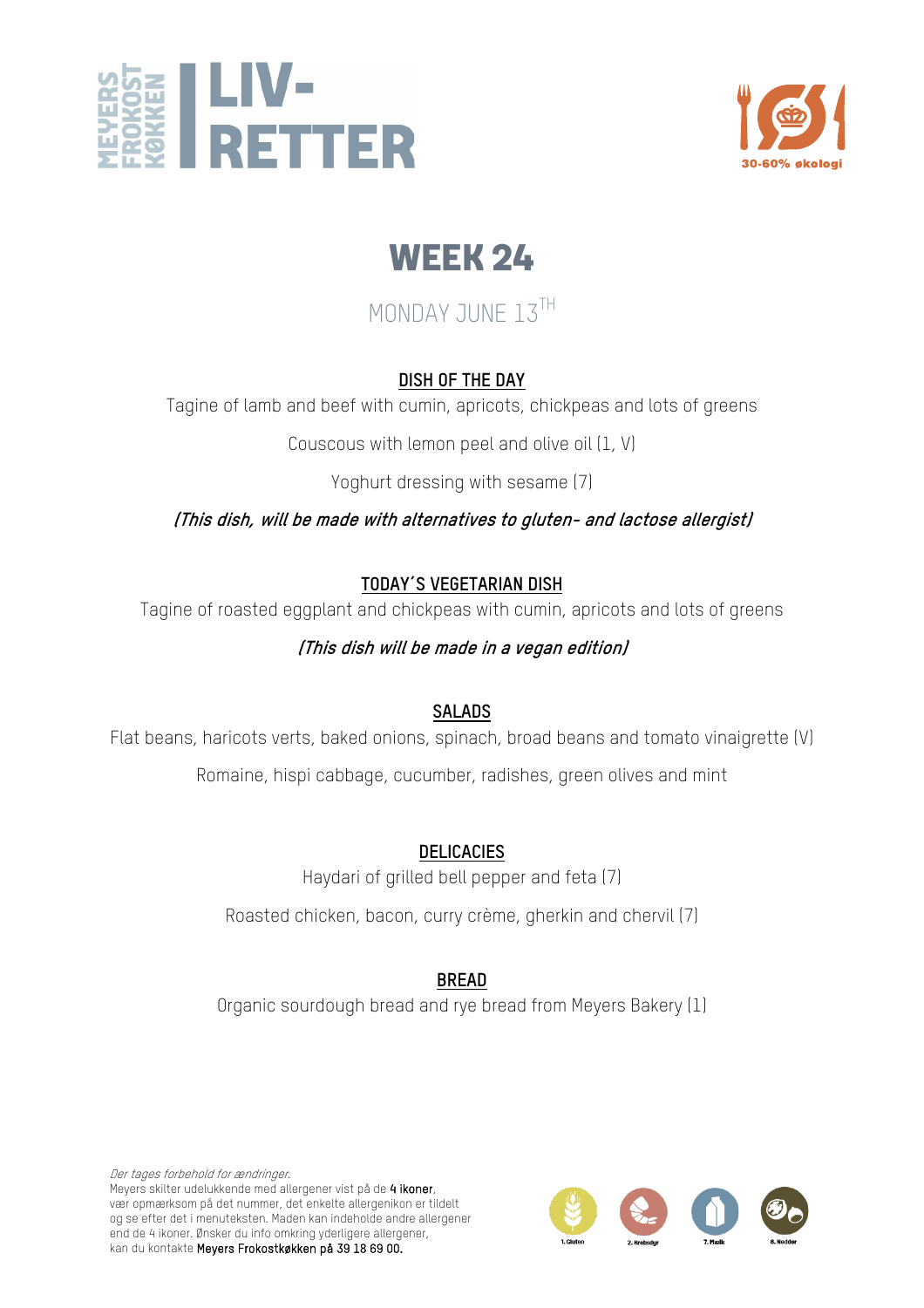MEYERS FROKOST KØKKEN | LIV-RETTER

30-60% økologi

# WEEK 24

MONDAY JUNE 13TH

**DISH OF THE DAY**

Tagine of lamb and beef with cumin, apricots, chickpeas and lots of greens

Couscous with lemon peel and olive oil (1, V)

Yoghurt dressing with sesame (7)

***(This dish, will be made with alternatives to gluten- and lactose allergist)***

**TODAY´S VEGETARIAN DISH**

Tagine of roasted eggplant and chickpeas with cumin, apricots and lots of greens

***(This dish will be made in a vegan edition)***

**SALADS**

Flat beans, haricots verts, baked onions, spinach, broad beans and tomato vinaigrette (V)

Romaine, hispi cabbage, cucumber, radishes, green olives and mint

**DELICACIES**

Haydari of grilled bell pepper and feta (7)

Roasted chicken, bacon, curry crème, gherkin and chervil (7)

**BREAD**

Organic sourdough bread and rye bread from Meyers Bakery (1)

*Der tages forbehold for ændringer.*
Meyers skilter udelukkende med allergener vist på de **4 ikoner**, vær opmærksom på det nummer, det enkelte allergenikon er tildelt og se efter det i menuteksten. Maden kan indeholde andre allergener end de 4 ikoner. Ønsker du info omkring yderligere allergener, kan du kontakte **Meyers Frokostkøkken på 39 18 69 00.**

1. Gluten
2. Krebsdyr
7. Mælk
8. Nødder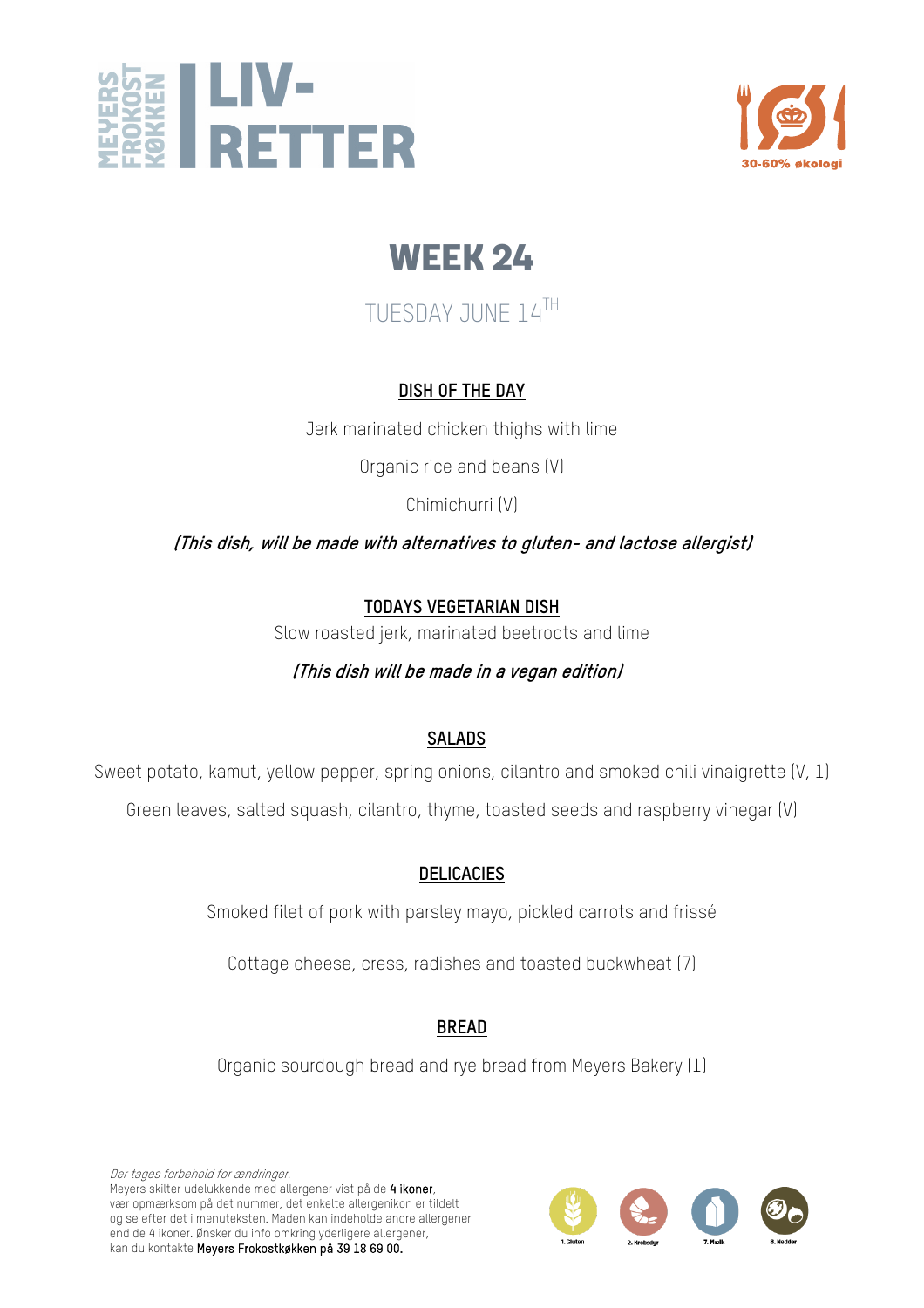MEYERS FROKOST KØKKEN | LIV-RETTER

30-60% økologi

# WEEK 24

TUESDAY JUNE 14TH

## DISH OF THE DAY

Jerk marinated chicken thighs with lime

Organic rice and beans (V)

Chimichurri (V)

***(This dish, will be made with alternatives to gluten- and lactose allergist)***

## TODAYS VEGETARIAN DISH

Slow roasted jerk, marinated beetroots and lime

***(This dish will be made in a vegan edition)***

## SALADS

Sweet potato, kamut, yellow pepper, spring onions, cilantro and smoked chili vinaigrette (V, 1)

Green leaves, salted squash, cilantro, thyme, toasted seeds and raspberry vinegar (V)

## DELICACIES

Smoked filet of pork with parsley mayo, pickled carrots and frissé

Cottage cheese, cress, radishes and toasted buckwheat (7)

## BREAD

Organic sourdough bread and rye bread from Meyers Bakery (1)

*Der tages forbehold for ændringer.*
Meyers skilter udelukkende med allergener vist på de **4 ikoner**, vær opmærksom på det nummer, det enkelte allergenikon er tildelt og se efter det i menuteksten. Maden kan indeholde andre allergener end de 4 ikoner. Ønsker du info omkring yderligere allergener, kan du kontakte **Meyers Frokostkøkken på 39 18 69 00.**

1. Gluten
2. Krebsdyr
7. Mælk
8. Nødder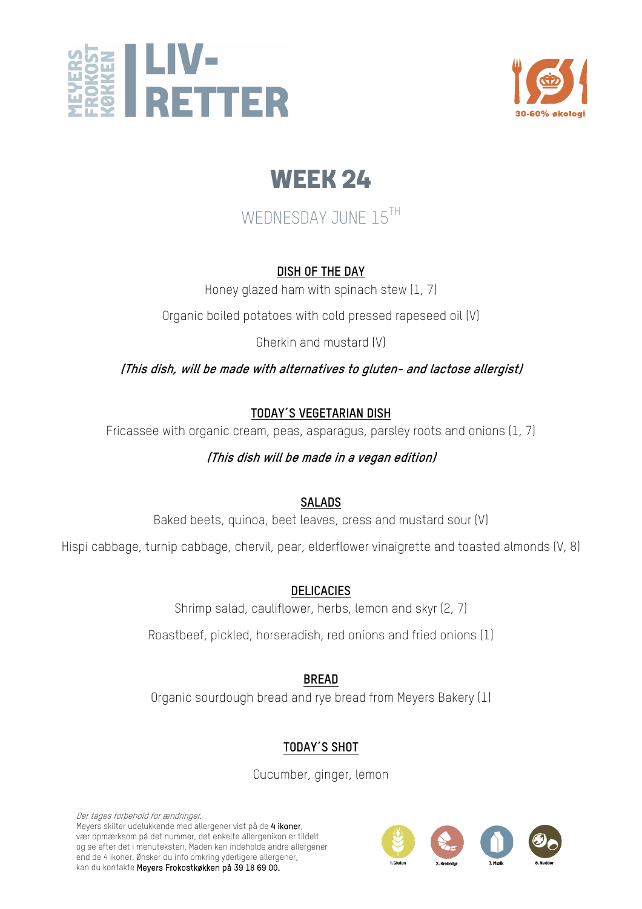MEYERS FROKOST KØKKEN | LIV-RETTER

30-60% økologi

# WEEK 24

## WEDNESDAY JUNE 15TH

### DISH OF THE DAY

Honey glazed ham with spinach stew (1, 7)

Organic boiled potatoes with cold pressed rapeseed oil (V)

Gherkin and mustard (V)

***(This dish, will be made with alternatives to gluten- and lactose allergist)***

### TODAY´S VEGETARIAN DISH

Fricassee with organic cream, peas, asparagus, parsley roots and onions (1, 7)

***(This dish will be made in a vegan edition)***

### SALADS

Baked beets, quinoa, beet leaves, cress and mustard sour (V)

Hispi cabbage, turnip cabbage, chervil, pear, elderflower vinaigrette and toasted almonds (V, 8)

### DELICACIES

Shrimp salad, cauliflower, herbs, lemon and skyr (2, 7)

Roastbeef, pickled, horseradish, red onions and fried onions (1)

### BREAD

Organic sourdough bread and rye bread from Meyers Bakery (1)

### TODAY´S SHOT

Cucumber, ginger, lemon

*Der tages forbehold for ændringer.*
Meyers skilter udelukkende med allergener vist på de **4 ikoner**, vær opmærksom på det nummer, det enkelte allergenikon er tildelt og se efter det i menuteksten. Maden kan indeholde andre allergener end de 4 ikoner. Ønsker du info omkring yderligere allergener, kan du kontakte **Meyers Frokostkøkken på 39 18 69 00.**

1. Gluten 2. Krebsdyr 7. Mælk 8. Nødder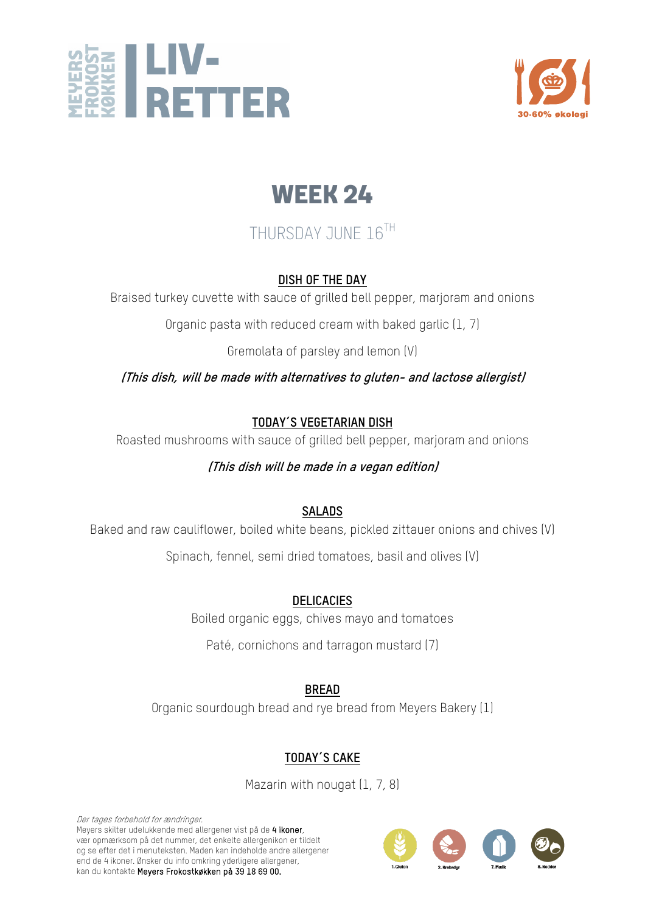MEYERS FROKOST KØKKEN | LIV-RETTER

30-60% økologi

# WEEK 24

THURSDAY JUNE 16TH

## DISH OF THE DAY

Braised turkey cuvette with sauce of grilled bell pepper, marjoram and onions

Organic pasta with reduced cream with baked garlic (1, 7)

Gremolata of parsley and lemon (V)

***(This dish, will be made with alternatives to gluten- and lactose allergist)***

## TODAY´S VEGETARIAN DISH

Roasted mushrooms with sauce of grilled bell pepper, marjoram and onions

***(This dish will be made in a vegan edition)***

## SALADS

Baked and raw cauliflower, boiled white beans, pickled zittauer onions and chives (V)

Spinach, fennel, semi dried tomatoes, basil and olives (V)

## DELICACIES

Boiled organic eggs, chives mayo and tomatoes

Paté, cornichons and tarragon mustard (7)

## BREAD

Organic sourdough bread and rye bread from Meyers Bakery (1)

## TODAY´S CAKE

Mazarin with nougat (1, 7, 8)

*Der tages forbehold for ændringer.*
Meyers skilter udelukkende med allergener vist på de **4 ikoner**, vær opmærksom på det nummer, det enkelte allergenikon er tildelt og se efter det i menuteksten. Maden kan indeholde andre allergener end de 4 ikoner. Ønsker du info omkring yderligere allergener, kan du kontakte **Meyers Frokostkøkken på 39 18 69 00.**

1. Gluten
2. Krebsdyr
7. Mælk
8. Nødder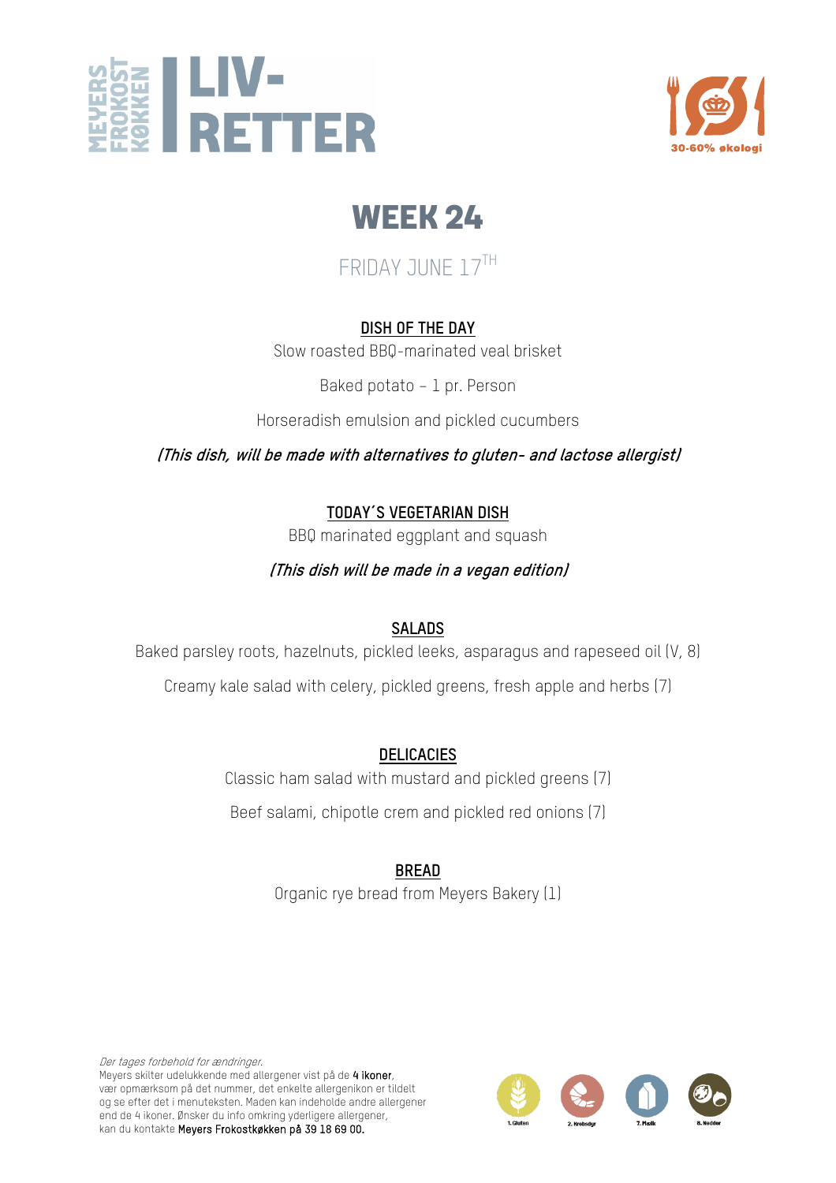MEYERS FROKOST KØKKEN | LIV-RETTER

30-60% økologi

# WEEK 24

FRIDAY JUNE 17TH

## DISH OF THE DAY

Slow roasted BBQ-marinated veal brisket

Baked potato – 1 pr. Person

Horseradish emulsion and pickled cucumbers

***(This dish, will be made with alternatives to gluten- and lactose allergist)***

## TODAY´S VEGETARIAN DISH

BBQ marinated eggplant and squash

***(This dish will be made in a vegan edition)***

## SALADS

Baked parsley roots, hazelnuts, pickled leeks, asparagus and rapeseed oil (V, 8)

Creamy kale salad with celery, pickled greens, fresh apple and herbs (7)

## DELICACIES

Classic ham salad with mustard and pickled greens (7)

Beef salami, chipotle crem and pickled red onions (7)

## BREAD

Organic rye bread from Meyers Bakery (1)

*Der tages forbehold for ændringer.*
Meyers skilter udelukkende med allergener vist på de **4 ikoner**, vær opmærksom på det nummer, det enkelte allergenikon er tildelt og se efter det i menuteksten. Maden kan indeholde andre allergener end de 4 ikoner. Ønsker du info omkring yderligere allergener, kan du kontakte **Meyers Frokostkøkken på 39 18 69 00.**

1. Gluten 2. Krebsdyr 7. Mælk 8. Nødder